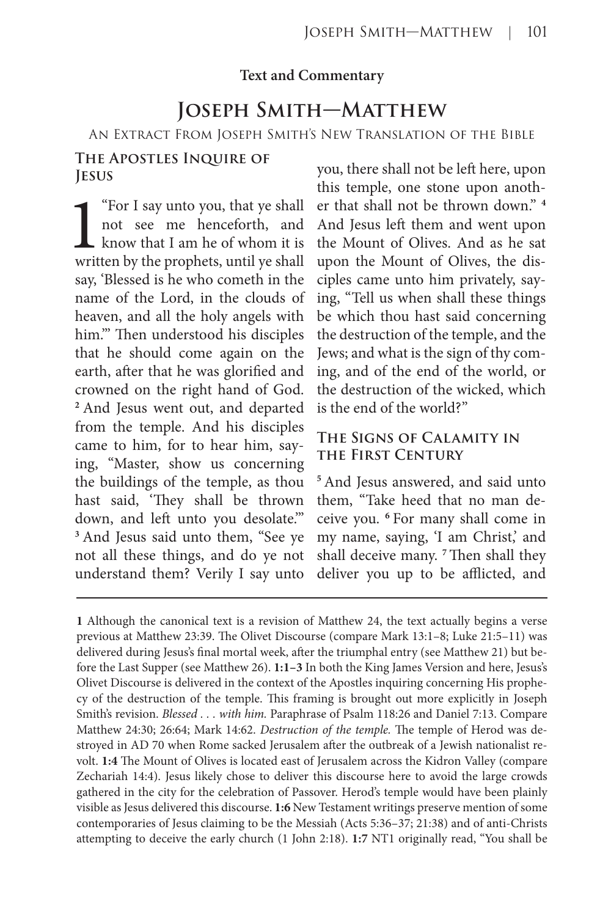**Text and Commentary**

# Joseph Smith—Matthew

An Extract From Joseph Smith's New Translation of the Bible

### The Apostles Inquire of Jesus

1 "For I say unto you, that ye shall not see me henceforth, and know that I am he of whom it is written by the prophets, until ye shall say, 'Blessed is he who cometh in the name of the Lord, in the clouds of heaven, and all the holy angels with him.'" Then understood his disciples that he should come again on the earth, after that he was glorified and crowned on the right hand of God. [2] And Jesus went out, and departed from the temple. And his disciples came to him, for to hear him, saying, "Master, show us concerning the buildings of the temple, as thou hast said, 'They shall be thrown down, and left unto you desolate.'" [3] And Jesus said unto them, "See ye not all these things, and do ye not understand them? Verily I say unto you, there shall not be left here, upon this temple, one stone upon another that shall not be thrown down." [4] And Jesus left them and went upon the Mount of Olives. And as he sat upon the Mount of Olives, the disciples came unto him privately, saying, "Tell us when shall these things be which thou hast said concerning the destruction of the temple, and the Jews; and what is the sign of thy coming, and of the end of the world, or the destruction of the wicked, which is the end of the world?"

### The Signs of Calamity in the First Century

[5] And Jesus answered, and said unto them, "Take heed that no man deceive you. [6] For many shall come in my name, saying, 'I am Christ,' and shall deceive many. [7] Then shall they deliver you up to be afflicted, and

---

**1** Although the canonical text is a revision of Matthew 24, the text actually begins a verse previous at Matthew 23:39. The Olivet Discourse (compare Mark 13:1–8; Luke 21:5–11) was delivered during Jesus's final mortal week, after the triumphal entry (see Matthew 21) but before the Last Supper (see Matthew 26). **1:1–3** In both the King James Version and here, Jesus's Olivet Discourse is delivered in the context of the Apostles inquiring concerning His prophecy of the destruction of the temple. This framing is brought out more explicitly in Joseph Smith's revision. *Blessed . . . with him.* Paraphrase of Psalm 118:26 and Daniel 7:13. Compare Matthew 24:30; 26:64; Mark 14:62. *Destruction of the temple.* The temple of Herod was destroyed in AD 70 when Rome sacked Jerusalem after the outbreak of a Jewish nationalist revolt. **1:4** The Mount of Olives is located east of Jerusalem across the Kidron Valley (compare Zechariah 14:4). Jesus likely chose to deliver this discourse here to avoid the large crowds gathered in the city for the celebration of Passover. Herod's temple would have been plainly visible as Jesus delivered this discourse. **1:6** New Testament writings preserve mention of some contemporaries of Jesus claiming to be the Messiah (Acts 5:36–37; 21:38) and of anti-Christs attempting to deceive the early church (1 John 2:18). **1:7** NT1 originally read, "You shall be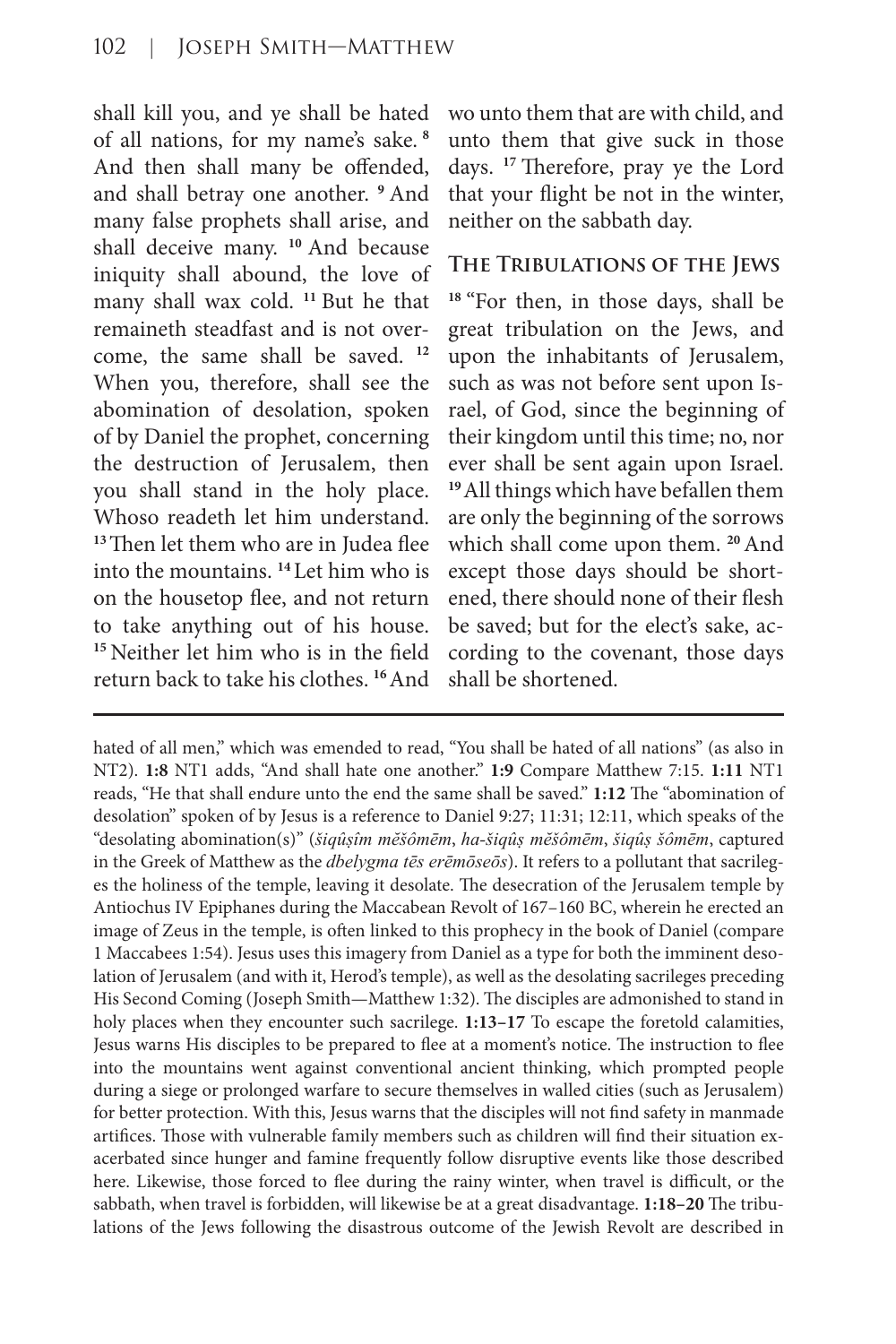shall kill you, and ye shall be hated of all nations, for my name's sake. [8] And then shall many be offended, and shall betray one another. [9] And many false prophets shall arise, and shall deceive many. [10] And because iniquity shall abound, the love of many shall wax cold. [11] But he that remaineth steadfast and is not overcome, the same shall be saved. [12] When you, therefore, shall see the abomination of desolation, spoken of by Daniel the prophet, concerning the destruction of Jerusalem, then you shall stand in the holy place. Whoso readeth let him understand. [13] Then let them who are in Judea flee into the mountains. [14] Let him who is on the housetop flee, and not return to take anything out of his house. [15] Neither let him who is in the field return back to take his clothes. [16] And wo unto them that are with child, and unto them that give suck in those days. [17] Therefore, pray ye the Lord that your flight be not in the winter, neither on the sabbath day.

## The Tribulations of the Jews

[18] "For then, in those days, shall be great tribulation on the Jews, and upon the inhabitants of Jerusalem, such as was not before sent upon Israel, of God, since the beginning of their kingdom until this time; no, nor ever shall be sent again upon Israel. [19] All things which have befallen them are only the beginning of the sorrows which shall come upon them. [20] And except those days should be shortened, there should none of their flesh be saved; but for the elect's sake, according to the covenant, those days shall be shortened.

---

hated of all men," which was emended to read, "You shall be hated of all nations" (as also in NT2). **1:8** NT1 adds, "And shall hate one another." **1:9** Compare Matthew 7:15. **1:11** NT1 reads, "He that shall endure unto the end the same shall be saved." **1:12** The "abomination of desolation" spoken of by Jesus is a reference to Daniel 9:27; 11:31; 12:11, which speaks of the "desolating abomination(s)" (*šiqûṣîm mĕšômēm*, *ha-šiqûṣ mĕšômēm*, *šiqûṣ šômēm*, captured in the Greek of Matthew as the *dbelygma tēs erēmōseōs*). It refers to a pollutant that sacrileges the holiness of the temple, leaving it desolate. The desecration of the Jerusalem temple by Antiochus IV Epiphanes during the Maccabean Revolt of 167–160 BC, wherein he erected an image of Zeus in the temple, is often linked to this prophecy in the book of Daniel (compare 1 Maccabees 1:54). Jesus uses this imagery from Daniel as a type for both the imminent desolation of Jerusalem (and with it, Herod's temple), as well as the desolating sacrileges preceding His Second Coming (Joseph Smith—Matthew 1:32). The disciples are admonished to stand in holy places when they encounter such sacrilege. **1:13–17** To escape the foretold calamities, Jesus warns His disciples to be prepared to flee at a moment's notice. The instruction to flee into the mountains went against conventional ancient thinking, which prompted people during a siege or prolonged warfare to secure themselves in walled cities (such as Jerusalem) for better protection. With this, Jesus warns that the disciples will not find safety in manmade artifices. Those with vulnerable family members such as children will find their situation exacerbated since hunger and famine frequently follow disruptive events like those described here. Likewise, those forced to flee during the rainy winter, when travel is difficult, or the sabbath, when travel is forbidden, will likewise be at a great disadvantage. **1:18–20** The tribulations of the Jews following the disastrous outcome of the Jewish Revolt are described in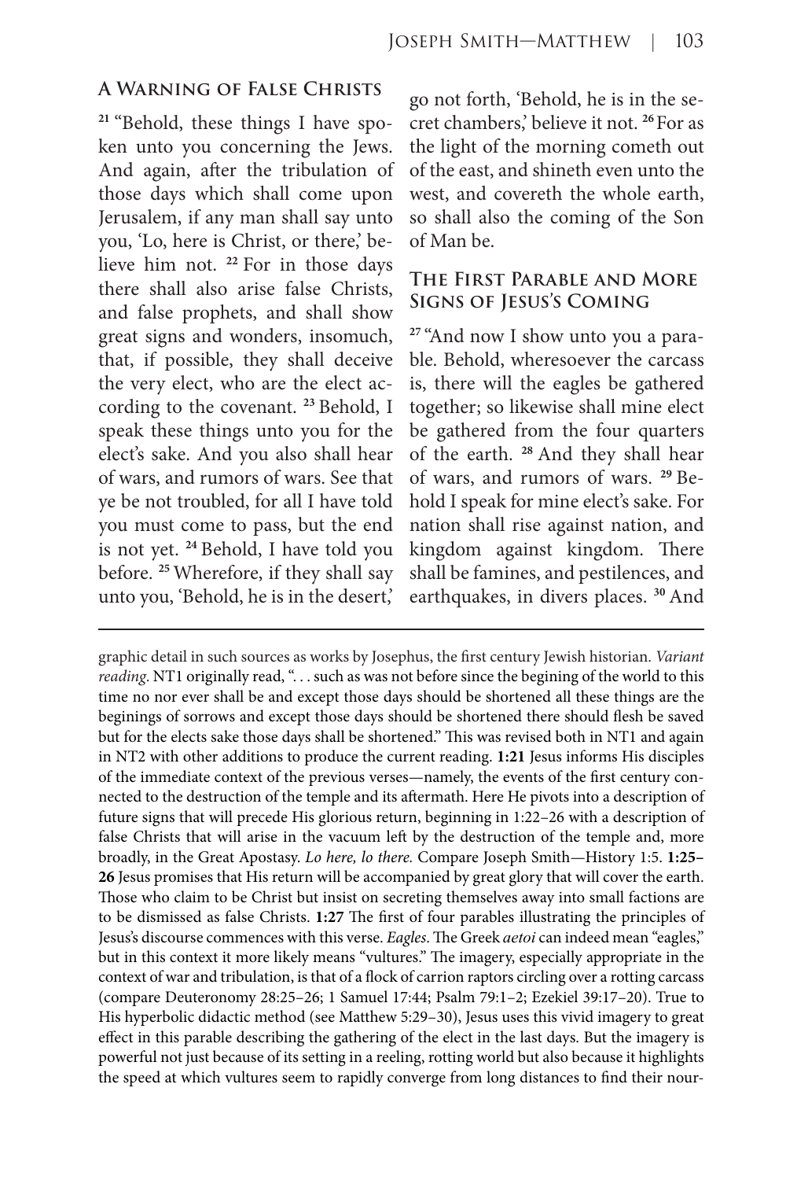### A Warning of False Christs

[21] "Behold, these things I have spoken unto you concerning the Jews. And again, after the tribulation of those days which shall come upon Jerusalem, if any man shall say unto you, 'Lo, here is Christ, or there,' believe him not. [22] For in those days there shall also arise false Christs, and false prophets, and shall show great signs and wonders, insomuch, that, if possible, they shall deceive the very elect, who are the elect according to the covenant. [23] Behold, I speak these things unto you for the elect's sake. And you also shall hear of wars, and rumors of wars. See that ye be not troubled, for all I have told you must come to pass, but the end is not yet. [24] Behold, I have told you before. [25] Wherefore, if they shall say unto you, 'Behold, he is in the desert,' go not forth, 'Behold, he is in the secret chambers,' believe it not. [26] For as the light of the morning cometh out of the east, and shineth even unto the west, and covereth the whole earth, so shall also the coming of the Son of Man be.

### The First Parable and More Signs of Jesus's Coming

[27] "And now I show unto you a parable. Behold, wheresoever the carcass is, there will the eagles be gathered together; so likewise shall mine elect be gathered from the four quarters of the earth. [28] And they shall hear of wars, and rumors of wars. [29] Behold I speak for mine elect's sake. For nation shall rise against nation, and kingdom against kingdom. There shall be famines, and pestilences, and earthquakes, in divers places. [30] And

---

graphic detail in such sources as works by Josephus, the first century Jewish historian. *Variant reading*. NT1 originally read, ". . . such as was not before since the begining of the world to this time no nor ever shall be and except those days should be shortened all these things are the beginings of sorrows and except those days should be shortened there should flesh be saved but for the elects sake those days shall be shortened." This was revised both in NT1 and again in NT2 with other additions to produce the current reading. **1:21** Jesus informs His disciples of the immediate context of the previous verses—namely, the events of the first century connected to the destruction of the temple and its aftermath. Here He pivots into a description of future signs that will precede His glorious return, beginning in 1:22–26 with a description of false Christs that will arise in the vacuum left by the destruction of the temple and, more broadly, in the Great Apostasy. *Lo here, lo there.* Compare Joseph Smith—History 1:5. **1:25–26** Jesus promises that His return will be accompanied by great glory that will cover the earth. Those who claim to be Christ but insist on secreting themselves away into small factions are to be dismissed as false Christs. **1:27** The first of four parables illustrating the principles of Jesus's discourse commences with this verse. *Eagles*. The Greek *aetoi* can indeed mean "eagles," but in this context it more likely means "vultures." The imagery, especially appropriate in the context of war and tribulation, is that of a flock of carrion raptors circling over a rotting carcass (compare Deuteronomy 28:25–26; 1 Samuel 17:44; Psalm 79:1–2; Ezekiel 39:17–20). True to His hyperbolic didactic method (see Matthew 5:29–30), Jesus uses this vivid imagery to great effect in this parable describing the gathering of the elect in the last days. But the imagery is powerful not just because of its setting in a reeling, rotting world but also because it highlights the speed at which vultures seem to rapidly converge from long distances to find their nour-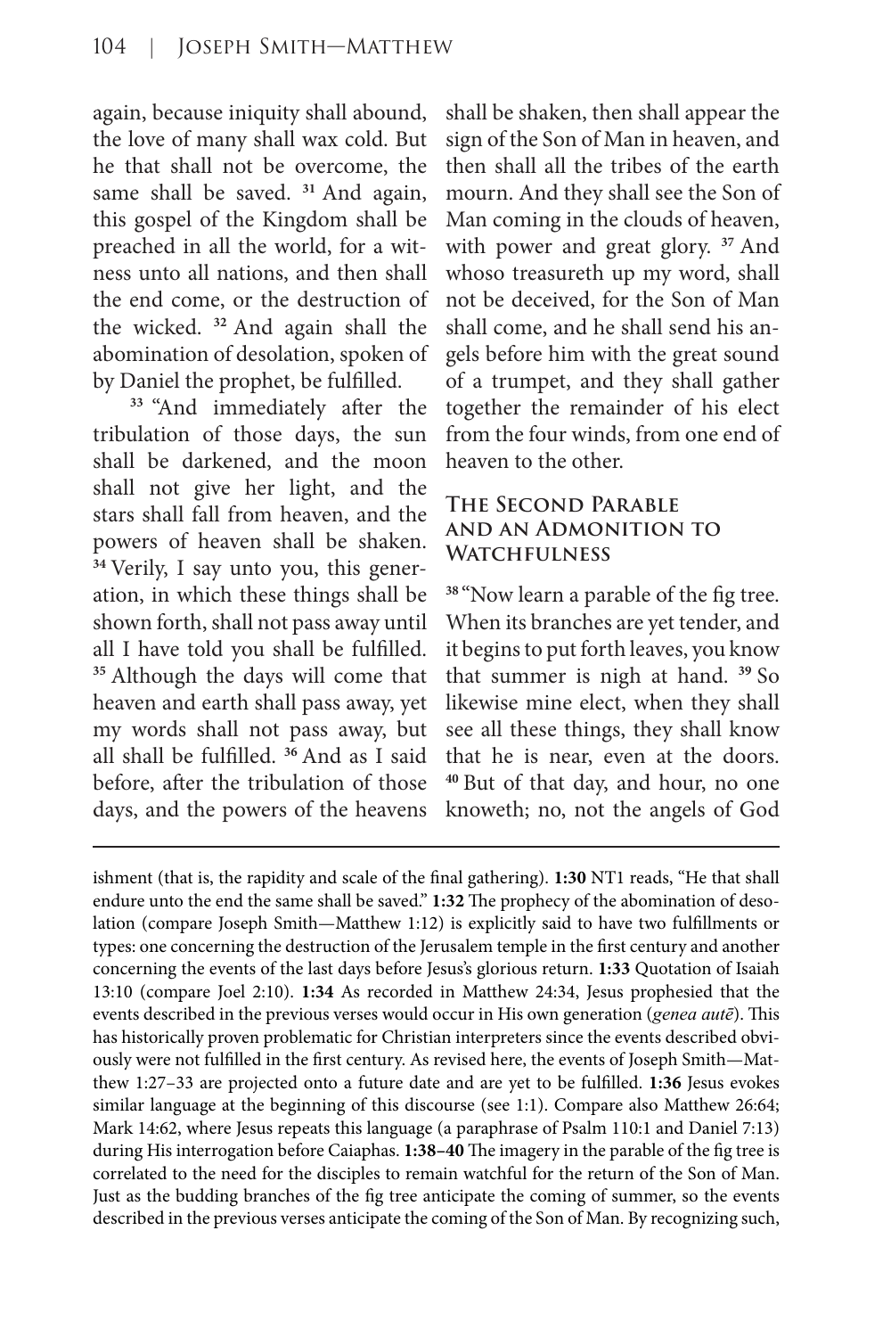again, because iniquity shall abound, the love of many shall wax cold. But he that shall not be overcome, the same shall be saved. [31] And again, this gospel of the Kingdom shall be preached in all the world, for a witness unto all nations, and then shall the end come, or the destruction of the wicked. [32] And again shall the abomination of desolation, spoken of by Daniel the prophet, be fulfilled.

[33] "And immediately after the tribulation of those days, the sun shall be darkened, and the moon shall not give her light, and the stars shall fall from heaven, and the powers of heaven shall be shaken. [34] Verily, I say unto you, this generation, in which these things shall be shown forth, shall not pass away until all I have told you shall be fulfilled. [35] Although the days will come that heaven and earth shall pass away, yet my words shall not pass away, but all shall be fulfilled. [36] And as I said before, after the tribulation of those days, and the powers of the heavens shall be shaken, then shall appear the sign of the Son of Man in heaven, and then shall all the tribes of the earth mourn. And they shall see the Son of Man coming in the clouds of heaven, with power and great glory. [37] And whoso treasureth up my word, shall not be deceived, for the Son of Man shall come, and he shall send his angels before him with the great sound of a trumpet, and they shall gather together the remainder of his elect from the four winds, from one end of heaven to the other.

### The Second Parable and an Admonition to Watchfulness

[38] "Now learn a parable of the fig tree. When its branches are yet tender, and it begins to put forth leaves, you know that summer is nigh at hand. [39] So likewise mine elect, when they shall see all these things, they shall know that he is near, even at the doors. [40] But of that day, and hour, no one knoweth; no, not the angels of God

---

ishment (that is, the rapidity and scale of the final gathering). **1:30** NT1 reads, "He that shall endure unto the end the same shall be saved." **1:32** The prophecy of the abomination of desolation (compare Joseph Smith—Matthew 1:12) is explicitly said to have two fulfillments or types: one concerning the destruction of the Jerusalem temple in the first century and another concerning the events of the last days before Jesus's glorious return. **1:33** Quotation of Isaiah 13:10 (compare Joel 2:10). **1:34** As recorded in Matthew 24:34, Jesus prophesied that the events described in the previous verses would occur in His own generation (*genea autē*). This has historically proven problematic for Christian interpreters since the events described obviously were not fulfilled in the first century. As revised here, the events of Joseph Smith—Matthew 1:27–33 are projected onto a future date and are yet to be fulfilled. **1:36** Jesus evokes similar language at the beginning of this discourse (see 1:1). Compare also Matthew 26:64; Mark 14:62, where Jesus repeats this language (a paraphrase of Psalm 110:1 and Daniel 7:13) during His interrogation before Caiaphas. **1:38–40** The imagery in the parable of the fig tree is correlated to the need for the disciples to remain watchful for the return of the Son of Man. Just as the budding branches of the fig tree anticipate the coming of summer, so the events described in the previous verses anticipate the coming of the Son of Man. By recognizing such,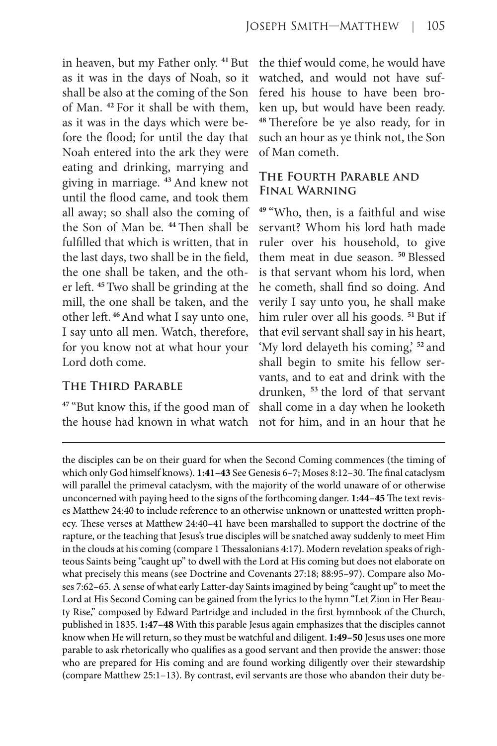in heaven, but my Father only. [41] But as it was in the days of Noah, so it shall be also at the coming of the Son of Man. [42] For it shall be with them, as it was in the days which were before the flood; for until the day that Noah entered into the ark they were eating and drinking, marrying and giving in marriage. [43] And knew not until the flood came, and took them all away; so shall also the coming of the Son of Man be. [44] Then shall be fulfilled that which is written, that in the last days, two shall be in the field, the one shall be taken, and the other left. [45] Two shall be grinding at the mill, the one shall be taken, and the other left. [46] And what I say unto one, I say unto all men. Watch, therefore, for you know not at what hour your Lord doth come.

### The Third Parable

[47] "But know this, if the good man of the house had known in what watch the thief would come, he would have watched, and would not have suffered his house to have been broken up, but would have been ready. [48] Therefore be ye also ready, for in such an hour as ye think not, the Son of Man cometh.

### The Fourth Parable and Final Warning

[49] "Who, then, is a faithful and wise servant? Whom his lord hath made ruler over his household, to give them meat in due season. [50] Blessed is that servant whom his lord, when he cometh, shall find so doing. And verily I say unto you, he shall make him ruler over all his goods. [51] But if that evil servant shall say in his heart, 'My lord delayeth his coming,' [52] and shall begin to smite his fellow servants, and to eat and drink with the drunken, [53] the lord of that servant shall come in a day when he looketh not for him, and in an hour that he

---

the disciples can be on their guard for when the Second Coming commences (the timing of which only God himself knows). **1:41–43** See Genesis 6–7; Moses 8:12–30. The final cataclysm will parallel the primeval cataclysm, with the majority of the world unaware of or otherwise unconcerned with paying heed to the signs of the forthcoming danger. **1:44–45** The text revises Matthew 24:40 to include reference to an otherwise unknown or unattested written prophecy. These verses at Matthew 24:40–41 have been marshalled to support the doctrine of the rapture, or the teaching that Jesus's true disciples will be snatched away suddenly to meet Him in the clouds at his coming (compare 1 Thessalonians 4:17). Modern revelation speaks of righteous Saints being "caught up" to dwell with the Lord at His coming but does not elaborate on what precisely this means (see Doctrine and Covenants 27:18; 88:95–97). Compare also Moses 7:62–65. A sense of what early Latter-day Saints imagined by being "caught up" to meet the Lord at His Second Coming can be gained from the lyrics to the hymn "Let Zion in Her Beauty Rise," composed by Edward Partridge and included in the first hymnbook of the Church, published in 1835. **1:47–48** With this parable Jesus again emphasizes that the disciples cannot know when He will return, so they must be watchful and diligent. **1:49–50** Jesus uses one more parable to ask rhetorically who qualifies as a good servant and then provide the answer: those who are prepared for His coming and are found working diligently over their stewardship (compare Matthew 25:1–13). By contrast, evil servants are those who abandon their duty be-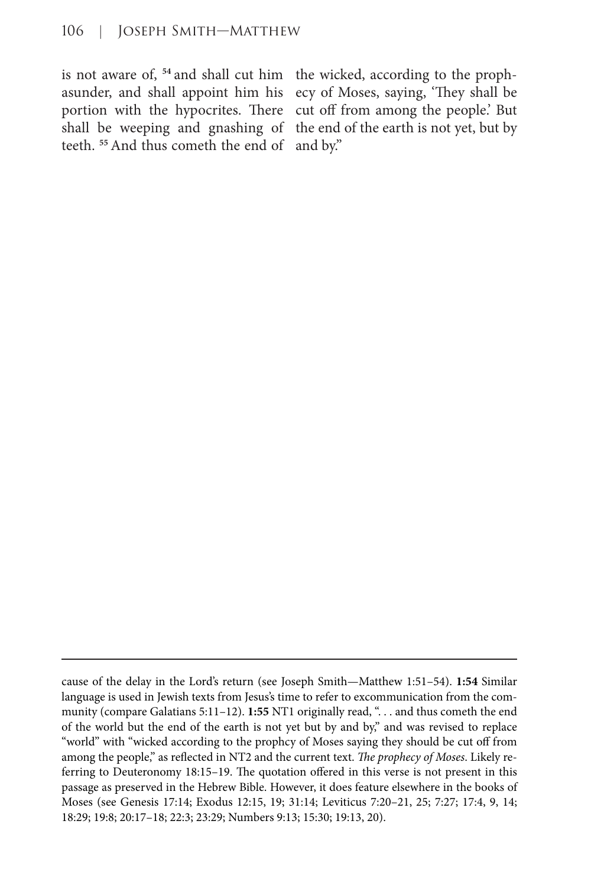is not aware of, [54] and shall cut him asunder, and shall appoint him his portion with the hypocrites. There shall be weeping and gnashing of teeth. [55] And thus cometh the end of the wicked, according to the prophecy of Moses, saying, 'They shall be cut off from among the people.' But the end of the earth is not yet, but by and by."

---

cause of the delay in the Lord's return (see Joseph Smith—Matthew 1:51–54). **1:54** Similar language is used in Jewish texts from Jesus's time to refer to excommunication from the community (compare Galatians 5:11–12). **1:55** NT1 originally read, ". . . and thus cometh the end of the world but the end of the earth is not yet but by and by," and was revised to replace "world" with "wicked according to the prophcy of Moses saying they should be cut off from among the people," as reflected in NT2 and the current text. *The prophecy of Moses*. Likely referring to Deuteronomy 18:15–19. The quotation offered in this verse is not present in this passage as preserved in the Hebrew Bible. However, it does feature elsewhere in the books of Moses (see Genesis 17:14; Exodus 12:15, 19; 31:14; Leviticus 7:20–21, 25; 7:27; 17:4, 9, 14; 18:29; 19:8; 20:17–18; 22:3; 23:29; Numbers 9:13; 15:30; 19:13, 20).